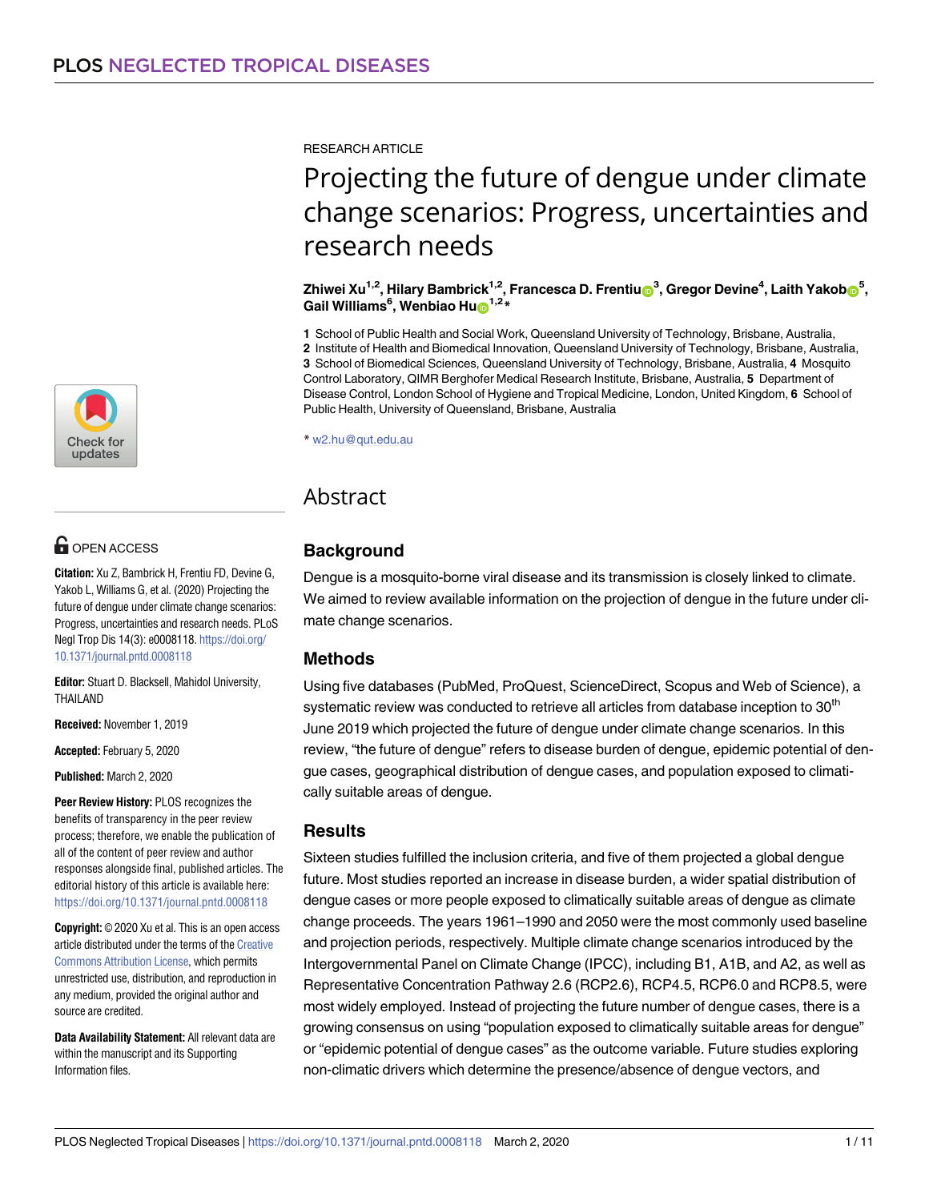RESEARCH ARTICLE

# Projecting the future of dengue under climate change scenarios: Progress, uncertainties and research needs

**Zhiwei Xu[1,2], Hilary Bambrick[1,2], Francesca D. Frentiu[3], Gregor Devine[4], Laith Yakob[5], Gail Williams[6], Wenbiao Hu[1,2]***

**1** School of Public Health and Social Work, Queensland University of Technology, Brisbane, Australia, **2** Institute of Health and Biomedical Innovation, Queensland University of Technology, Brisbane, Australia, **3** School of Biomedical Sciences, Queensland University of Technology, Brisbane, Australia, **4** Mosquito Control Laboratory, QIMR Berghofer Medical Research Institute, Brisbane, Australia, **5** Department of Disease Control, London School of Hygiene and Tropical Medicine, London, United Kingdom, **6** School of Public Health, University of Queensland, Brisbane, Australia

* w2.hu@qut.edu.au

OPEN ACCESS

**Citation:** Xu Z, Bambrick H, Frentiu FD, Devine G, Yakob L, Williams G, et al. (2020) Projecting the future of dengue under climate change scenarios: Progress, uncertainties and research needs. PLoS Negl Trop Dis 14(3): e0008118. https://doi.org/10.1371/journal.pntd.0008118

**Editor:** Stuart D. Blacksell, Mahidol University, THAILAND

**Received:** November 1, 2019

**Accepted:** February 5, 2020

**Published:** March 2, 2020

**Peer Review History:** PLOS recognizes the benefits of transparency in the peer review process; therefore, we enable the publication of all of the content of peer review and author responses alongside final, published articles. The editorial history of this article is available here: https://doi.org/10.1371/journal.pntd.0008118

**Copyright:** © 2020 Xu et al. This is an open access article distributed under the terms of the Creative Commons Attribution License, which permits unrestricted use, distribution, and reproduction in any medium, provided the original author and source are credited.

**Data Availability Statement:** All relevant data are within the manuscript and its Supporting Information files.

## Abstract

### Background

Dengue is a mosquito-borne viral disease and its transmission is closely linked to climate. We aimed to review available information on the projection of dengue in the future under climate change scenarios.

### Methods

Using five databases (PubMed, ProQuest, ScienceDirect, Scopus and Web of Science), a systematic review was conducted to retrieve all articles from database inception to 30th June 2019 which projected the future of dengue under climate change scenarios. In this review, "the future of dengue" refers to disease burden of dengue, epidemic potential of dengue cases, geographical distribution of dengue cases, and population exposed to climatically suitable areas of dengue.

### Results

Sixteen studies fulfilled the inclusion criteria, and five of them projected a global dengue future. Most studies reported an increase in disease burden, a wider spatial distribution of dengue cases or more people exposed to climatically suitable areas of dengue as climate change proceeds. The years 1961–1990 and 2050 were the most commonly used baseline and projection periods, respectively. Multiple climate change scenarios introduced by the Intergovernmental Panel on Climate Change (IPCC), including B1, A1B, and A2, as well as Representative Concentration Pathway 2.6 (RCP2.6), RCP4.5, RCP6.0 and RCP8.5, were most widely employed. Instead of projecting the future number of dengue cases, there is a growing consensus on using "population exposed to climatically suitable areas for dengue" or "epidemic potential of dengue cases" as the outcome variable. Future studies exploring non-climatic drivers which determine the presence/absence of dengue vectors, and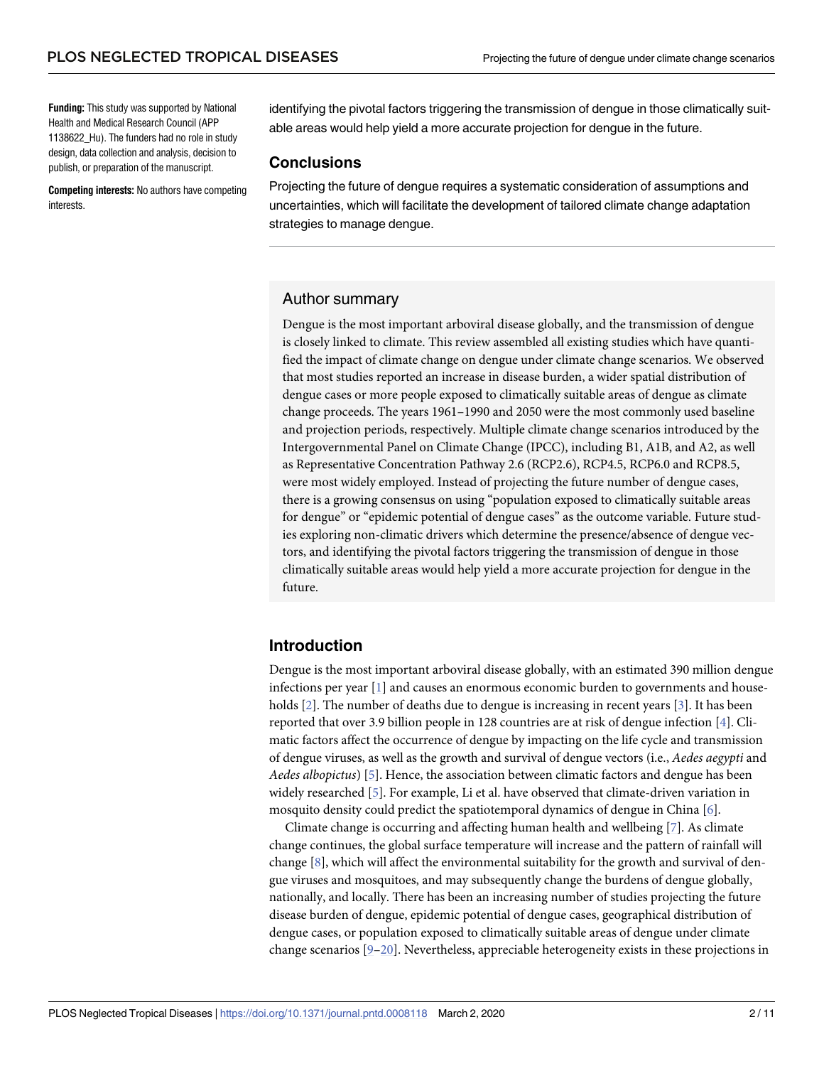**Funding:** This study was supported by National Health and Medical Research Council (APP 1138622_Hu). The funders had no role in study design, data collection and analysis, decision to publish, or preparation of the manuscript.

**Competing interests:** No authors have competing interests.

identifying the pivotal factors triggering the transmission of dengue in those climatically suitable areas would help yield a more accurate projection for dengue in the future.

### Conclusions

Projecting the future of dengue requires a systematic consideration of assumptions and uncertainties, which will facilitate the development of tailored climate change adaptation strategies to manage dengue.

## Author summary

Dengue is the most important arboviral disease globally, and the transmission of dengue is closely linked to climate. This review assembled all existing studies which have quantified the impact of climate change on dengue under climate change scenarios. We observed that most studies reported an increase in disease burden, a wider spatial distribution of dengue cases or more people exposed to climatically suitable areas of dengue as climate change proceeds. The years 1961–1990 and 2050 were the most commonly used baseline and projection periods, respectively. Multiple climate change scenarios introduced by the Intergovernmental Panel on Climate Change (IPCC), including B1, A1B, and A2, as well as Representative Concentration Pathway 2.6 (RCP2.6), RCP4.5, RCP6.0 and RCP8.5, were most widely employed. Instead of projecting the future number of dengue cases, there is a growing consensus on using "population exposed to climatically suitable areas for dengue" or "epidemic potential of dengue cases" as the outcome variable. Future studies exploring non-climatic drivers which determine the presence/absence of dengue vectors, and identifying the pivotal factors triggering the transmission of dengue in those climatically suitable areas would help yield a more accurate projection for dengue in the future.

## Introduction

Dengue is the most important arboviral disease globally, with an estimated 390 million dengue infections per year [1] and causes an enormous economic burden to governments and households [2]. The number of deaths due to dengue is increasing in recent years [3]. It has been reported that over 3.9 billion people in 128 countries are at risk of dengue infection [4]. Climatic factors affect the occurrence of dengue by impacting on the life cycle and transmission of dengue viruses, as well as the growth and survival of dengue vectors (i.e., *Aedes aegypti* and *Aedes albopictus*) [5]. Hence, the association between climatic factors and dengue has been widely researched [5]. For example, Li et al. have observed that climate-driven variation in mosquito density could predict the spatiotemporal dynamics of dengue in China [6].

Climate change is occurring and affecting human health and wellbeing [7]. As climate change continues, the global surface temperature will increase and the pattern of rainfall will change [8], which will affect the environmental suitability for the growth and survival of dengue viruses and mosquitoes, and may subsequently change the burdens of dengue globally, nationally, and locally. There has been an increasing number of studies projecting the future disease burden of dengue, epidemic potential of dengue cases, geographical distribution of dengue cases, or population exposed to climatically suitable areas of dengue under climate change scenarios [9–20]. Nevertheless, appreciable heterogeneity exists in these projections in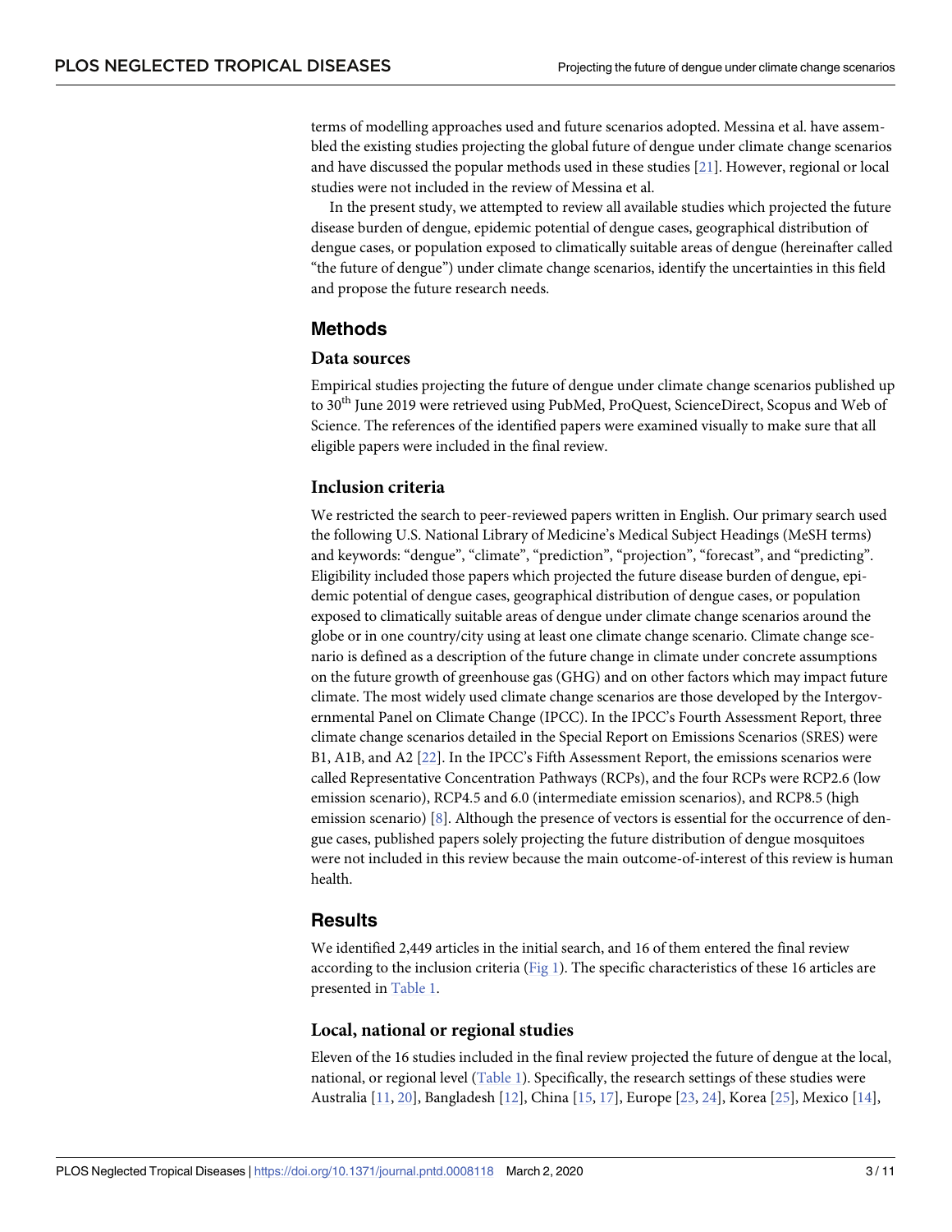terms of modelling approaches used and future scenarios adopted. Messina et al. have assembled the existing studies projecting the global future of dengue under climate change scenarios and have discussed the popular methods used in these studies [21]. However, regional or local studies were not included in the review of Messina et al.

In the present study, we attempted to review all available studies which projected the future disease burden of dengue, epidemic potential of dengue cases, geographical distribution of dengue cases, or population exposed to climatically suitable areas of dengue (hereinafter called "the future of dengue") under climate change scenarios, identify the uncertainties in this field and propose the future research needs.

## Methods

### Data sources

Empirical studies projecting the future of dengue under climate change scenarios published up to 30th June 2019 were retrieved using PubMed, ProQuest, ScienceDirect, Scopus and Web of Science. The references of the identified papers were examined visually to make sure that all eligible papers were included in the final review.

### Inclusion criteria

We restricted the search to peer-reviewed papers written in English. Our primary search used the following U.S. National Library of Medicine's Medical Subject Headings (MeSH terms) and keywords: "dengue", "climate", "prediction", "projection", "forecast", and "predicting". Eligibility included those papers which projected the future disease burden of dengue, epidemic potential of dengue cases, geographical distribution of dengue cases, or population exposed to climatically suitable areas of dengue under climate change scenarios around the globe or in one country/city using at least one climate change scenario. Climate change scenario is defined as a description of the future change in climate under concrete assumptions on the future growth of greenhouse gas (GHG) and on other factors which may impact future climate. The most widely used climate change scenarios are those developed by the Intergovernmental Panel on Climate Change (IPCC). In the IPCC's Fourth Assessment Report, three climate change scenarios detailed in the Special Report on Emissions Scenarios (SRES) were B1, A1B, and A2 [22]. In the IPCC's Fifth Assessment Report, the emissions scenarios were called Representative Concentration Pathways (RCPs), and the four RCPs were RCP2.6 (low emission scenario), RCP4.5 and 6.0 (intermediate emission scenarios), and RCP8.5 (high emission scenario) [8]. Although the presence of vectors is essential for the occurrence of dengue cases, published papers solely projecting the future distribution of dengue mosquitoes were not included in this review because the main outcome-of-interest of this review is human health.

## Results

We identified 2,449 articles in the initial search, and 16 of them entered the final review according to the inclusion criteria (Fig 1). The specific characteristics of these 16 articles are presented in Table 1.

### Local, national or regional studies

Eleven of the 16 studies included in the final review projected the future of dengue at the local, national, or regional level (Table 1). Specifically, the research settings of these studies were Australia [11, 20], Bangladesh [12], China [15, 17], Europe [23, 24], Korea [25], Mexico [14],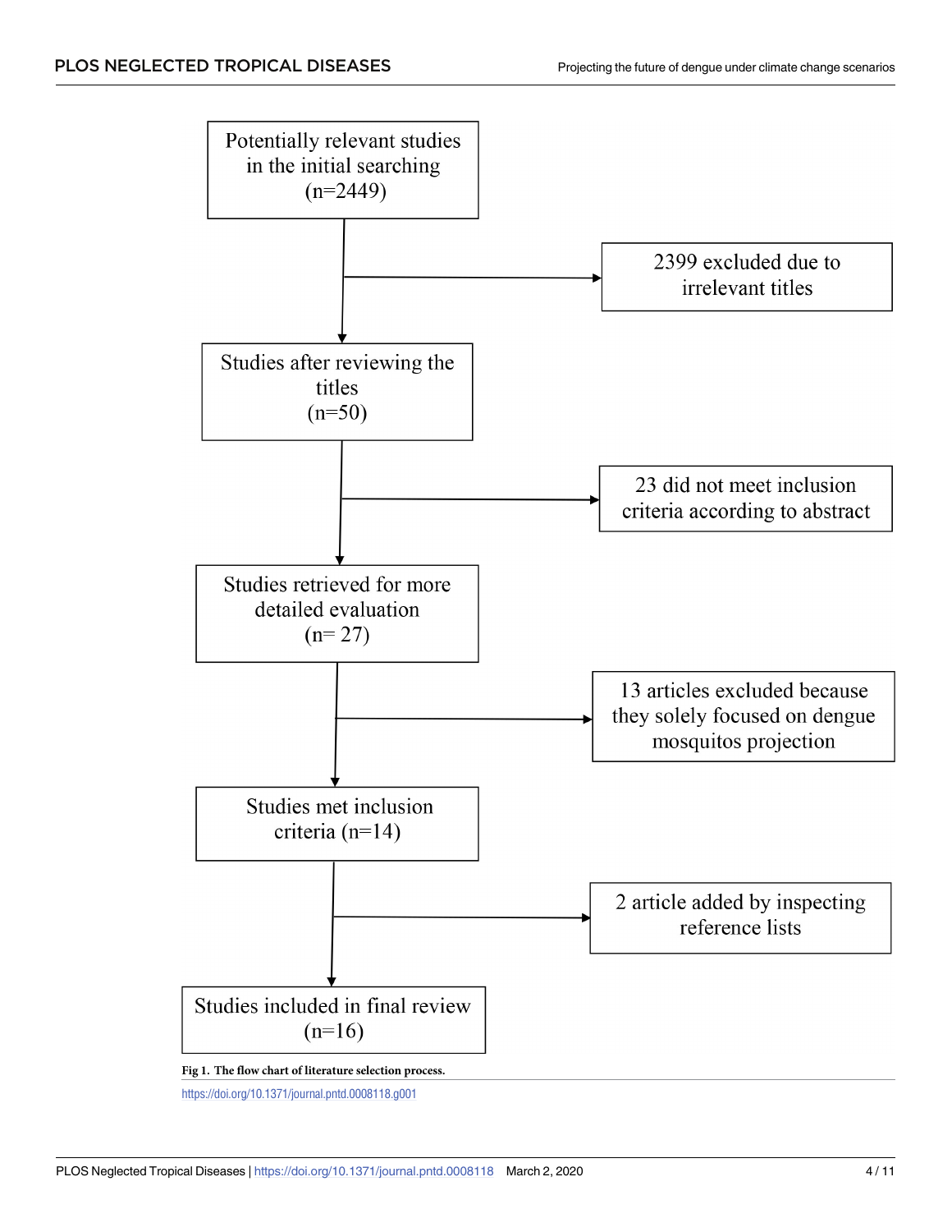Potentially relevant studies in the initial searching (n=2449)

2399 excluded due to irrelevant titles

Studies after reviewing the titles (n=50)

23 did not meet inclusion criteria according to abstract

Studies retrieved for more detailed evaluation (n= 27)

13 articles excluded because they solely focused on dengue mosquitos projection

Studies met inclusion criteria (n=14)

2 article added by inspecting reference lists

Studies included in final review (n=16)

**Fig 1. The flow chart of literature selection process.**

https://doi.org/10.1371/journal.pntd.0008118.g001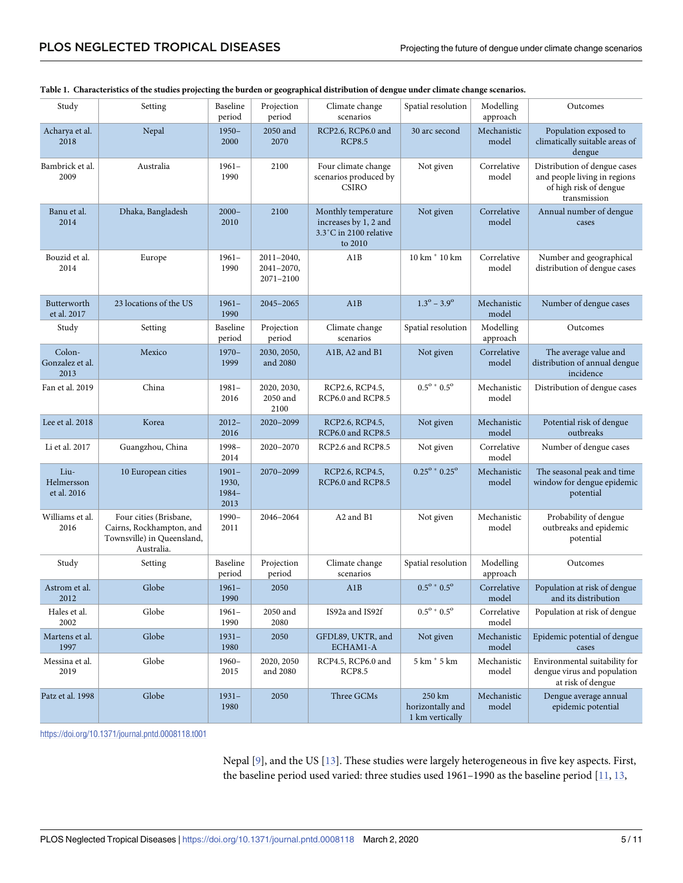**Table 1. Characteristics of the studies projecting the burden or geographical distribution of dengue under climate change scenarios.**

| Study | Setting | Baseline period | Projection period | Climate change scenarios | Spatial resolution | Modelling approach | Outcomes |
|---|---|---|---|---|---|---|---|
| Acharya et al. 2018 | Nepal | 1950–2000 | 2050 and 2070 | RCP2.6, RCP6.0 and RCP8.5 | 30 arc second | Mechanistic model | Population exposed to climatically suitable areas of dengue |
| Bambrick et al. 2009 | Australia | 1961–1990 | 2100 | Four climate change scenarios produced by CSIRO | Not given | Correlative model | Distribution of dengue cases and people living in regions of high risk of dengue transmission |
| Banu et al. 2014 | Dhaka, Bangladesh | 2000–2010 | 2100 | Monthly temperature increases by 1, 2 and 3.3˚C in 2100 relative to 2010 | Not given | Correlative model | Annual number of dengue cases |
| Bouzid et al. 2014 | Europe | 1961–1990 | 2011–2040, 2041–2070, 2071–2100 | A1B | 10 km * 10 km | Correlative model | Number and geographical distribution of dengue cases |
| Butterworth et al. 2017 | 23 locations of the US | 1961–1990 | 2045–2065 | A1B | 1.3° – 3.9° | Mechanistic model | Number of dengue cases |
| Colon-Gonzalez et al. 2013 | Mexico | 1970–1999 | 2030, 2050, and 2080 | A1B, A2 and B1 | Not given | Correlative model | The average value and distribution of annual dengue incidence |
| Fan et al. 2019 | China | 1981–2016 | 2020, 2030, 2050 and 2100 | RCP2.6, RCP4.5, RCP6.0 and RCP8.5 | 0.5° * 0.5° | Mechanistic model | Distribution of dengue cases |
| Lee et al. 2018 | Korea | 2012–2016 | 2020–2099 | RCP2.6, RCP4.5, RCP6.0 and RCP8.5 | Not given | Mechanistic model | Potential risk of dengue outbreaks |
| Li et al. 2017 | Guangzhou, China | 1998–2014 | 2020–2070 | RCP2.6 and RCP8.5 | Not given | Correlative model | Number of dengue cases |
| Liu-Helmersson et al. 2016 | 10 European cities | 1901–1930, 1984–2013 | 2070–2099 | RCP2.6, RCP4.5, RCP6.0 and RCP8.5 | 0.25° * 0.25° | Mechanistic model | The seasonal peak and time window for dengue epidemic potential |
| Williams et al. 2016 | Four cities (Brisbane, Cairns, Rockhampton, and Townsville) in Queensland, Australia. | 1990–2011 | 2046–2064 | A2 and B1 | Not given | Mechanistic model | Probability of dengue outbreaks and epidemic potential |
| Astrom et al. 2012 | Globe | 1961–1990 | 2050 | A1B | 0.5° * 0.5° | Correlative model | Population at risk of dengue and its distribution |
| Hales et al. 2002 | Globe | 1961–1990 | 2050 and 2080 | IS92a and IS92f | 0.5° * 0.5° | Correlative model | Population at risk of dengue |
| Martens et al. 1997 | Globe | 1931–1980 | 2050 | GFDL89, UKTR, and ECHAM1-A | Not given | Mechanistic model | Epidemic potential of dengue cases |
| Messina et al. 2019 | Globe | 1960–2015 | 2020, 2050 and 2080 | RCP4.5, RCP6.0 and RCP8.5 | 5 km * 5 km | Mechanistic model | Environmental suitability for dengue virus and population at risk of dengue |
| Patz et al. 1998 | Globe | 1931–1980 | 2050 | Three GCMs | 250 km horizontally and 1 km vertically | Mechanistic model | Dengue average annual epidemic potential |

https://doi.org/10.1371/journal.pntd.0008118.t001

Nepal [9], and the US [13]. These studies were largely heterogeneous in five key aspects. First, the baseline period used varied: three studies used 1961–1990 as the baseline period [11, 13,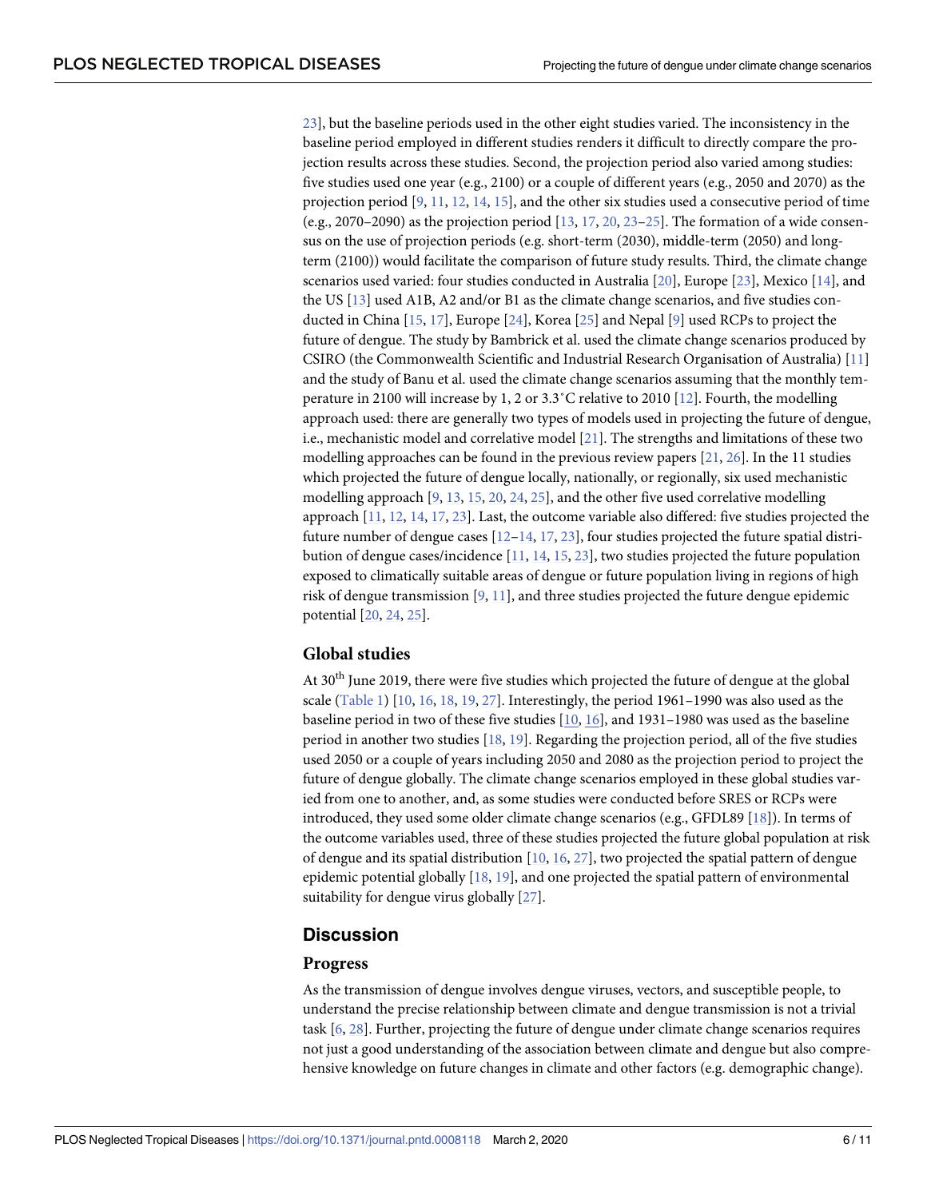23], but the baseline periods used in the other eight studies varied. The inconsistency in the baseline period employed in different studies renders it difficult to directly compare the projection results across these studies. Second, the projection period also varied among studies: five studies used one year (e.g., 2100) or a couple of different years (e.g., 2050 and 2070) as the projection period [9, 11, 12, 14, 15], and the other six studies used a consecutive period of time (e.g., 2070–2090) as the projection period [13, 17, 20, 23–25]. The formation of a wide consensus on the use of projection periods (e.g. short-term (2030), middle-term (2050) and long-term (2100)) would facilitate the comparison of future study results. Third, the climate change scenarios used varied: four studies conducted in Australia [20], Europe [23], Mexico [14], and the US [13] used A1B, A2 and/or B1 as the climate change scenarios, and five studies conducted in China [15, 17], Europe [24], Korea [25] and Nepal [9] used RCPs to project the future of dengue. The study by Bambrick et al. used the climate change scenarios produced by CSIRO (the Commonwealth Scientific and Industrial Research Organisation of Australia) [11] and the study of Banu et al. used the climate change scenarios assuming that the monthly temperature in 2100 will increase by 1, 2 or 3.3˚C relative to 2010 [12]. Fourth, the modelling approach used: there are generally two types of models used in projecting the future of dengue, i.e., mechanistic model and correlative model [21]. The strengths and limitations of these two modelling approaches can be found in the previous review papers [21, 26]. In the 11 studies which projected the future of dengue locally, nationally, or regionally, six used mechanistic modelling approach [9, 13, 15, 20, 24, 25], and the other five used correlative modelling approach [11, 12, 14, 17, 23]. Last, the outcome variable also differed: five studies projected the future number of dengue cases [12–14, 17, 23], four studies projected the future spatial distribution of dengue cases/incidence [11, 14, 15, 23], two studies projected the future population exposed to climatically suitable areas of dengue or future population living in regions of high risk of dengue transmission [9, 11], and three studies projected the future dengue epidemic potential [20, 24, 25].

### Global studies

At 30th June 2019, there were five studies which projected the future of dengue at the global scale (Table 1) [10, 16, 18, 19, 27]. Interestingly, the period 1961–1990 was also used as the baseline period in two of these five studies [10, 16], and 1931–1980 was used as the baseline period in another two studies [18, 19]. Regarding the projection period, all of the five studies used 2050 or a couple of years including 2050 and 2080 as the projection period to project the future of dengue globally. The climate change scenarios employed in these global studies varied from one to another, and, as some studies were conducted before SRES or RCPs were introduced, they used some older climate change scenarios (e.g., GFDL89 [18]). In terms of the outcome variables used, three of these studies projected the future global population at risk of dengue and its spatial distribution [10, 16, 27], two projected the spatial pattern of dengue epidemic potential globally [18, 19], and one projected the spatial pattern of environmental suitability for dengue virus globally [27].

## Discussion

### Progress

As the transmission of dengue involves dengue viruses, vectors, and susceptible people, to understand the precise relationship between climate and dengue transmission is not a trivial task [6, 28]. Further, projecting the future of dengue under climate change scenarios requires not just a good understanding of the association between climate and dengue but also comprehensive knowledge on future changes in climate and other factors (e.g. demographic change).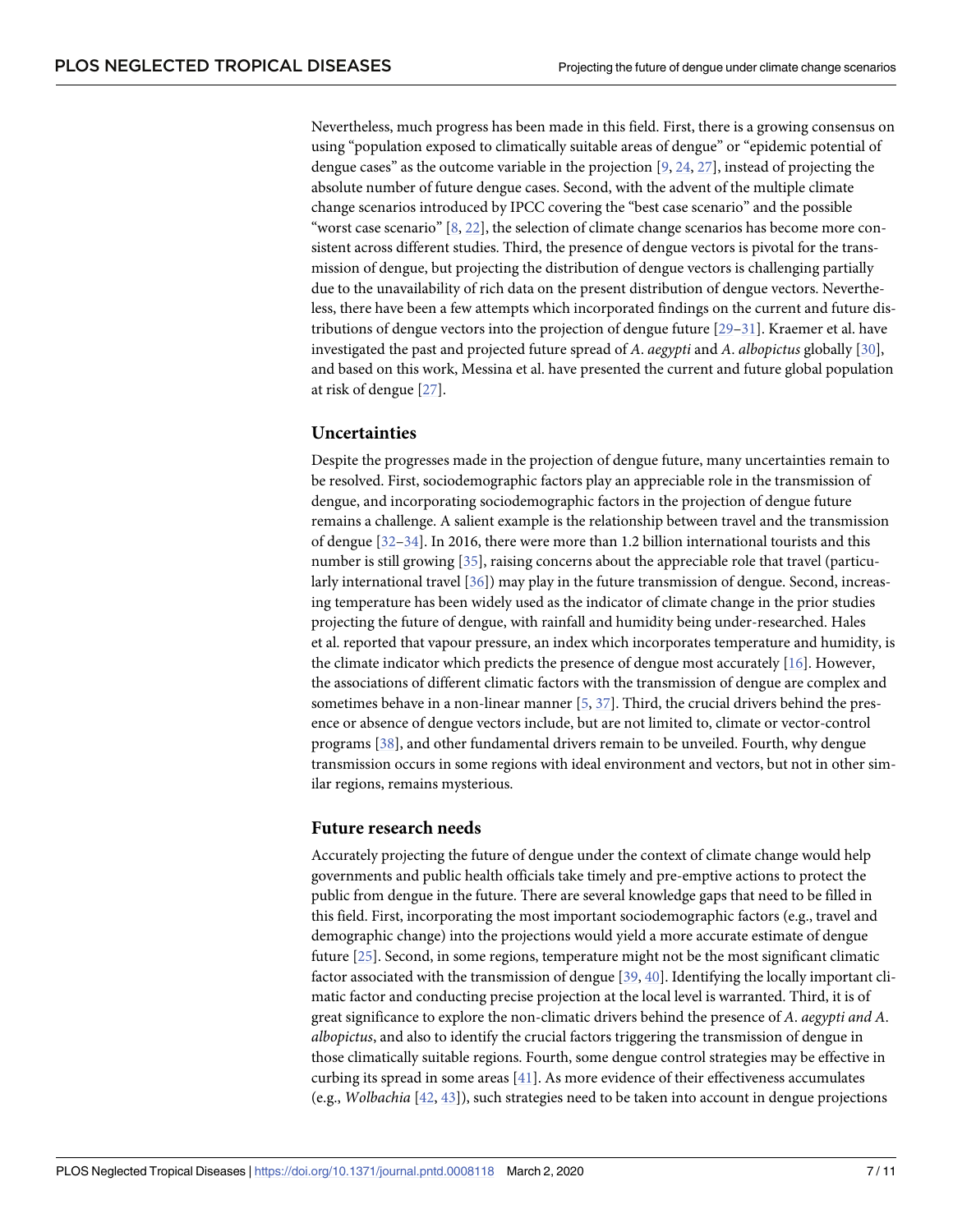Nevertheless, much progress has been made in this field. First, there is a growing consensus on using "population exposed to climatically suitable areas of dengue" or "epidemic potential of dengue cases" as the outcome variable in the projection [9, 24, 27], instead of projecting the absolute number of future dengue cases. Second, with the advent of the multiple climate change scenarios introduced by IPCC covering the "best case scenario" and the possible "worst case scenario" [8, 22], the selection of climate change scenarios has become more consistent across different studies. Third, the presence of dengue vectors is pivotal for the transmission of dengue, but projecting the distribution of dengue vectors is challenging partially due to the unavailability of rich data on the present distribution of dengue vectors. Nevertheless, there have been a few attempts which incorporated findings on the current and future distributions of dengue vectors into the projection of dengue future [29–31]. Kraemer et al. have investigated the past and projected future spread of *A. aegypti* and *A. albopictus* globally [30], and based on this work, Messina et al. have presented the current and future global population at risk of dengue [27].

## Uncertainties

Despite the progresses made in the projection of dengue future, many uncertainties remain to be resolved. First, sociodemographic factors play an appreciable role in the transmission of dengue, and incorporating sociodemographic factors in the projection of dengue future remains a challenge. A salient example is the relationship between travel and the transmission of dengue [32–34]. In 2016, there were more than 1.2 billion international tourists and this number is still growing [35], raising concerns about the appreciable role that travel (particularly international travel [36]) may play in the future transmission of dengue. Second, increasing temperature has been widely used as the indicator of climate change in the prior studies projecting the future of dengue, with rainfall and humidity being under-researched. Hales et al. reported that vapour pressure, an index which incorporates temperature and humidity, is the climate indicator which predicts the presence of dengue most accurately [16]. However, the associations of different climatic factors with the transmission of dengue are complex and sometimes behave in a non-linear manner [5, 37]. Third, the crucial drivers behind the presence or absence of dengue vectors include, but are not limited to, climate or vector-control programs [38], and other fundamental drivers remain to be unveiled. Fourth, why dengue transmission occurs in some regions with ideal environment and vectors, but not in other similar regions, remains mysterious.

## Future research needs

Accurately projecting the future of dengue under the context of climate change would help governments and public health officials take timely and pre-emptive actions to protect the public from dengue in the future. There are several knowledge gaps that need to be filled in this field. First, incorporating the most important sociodemographic factors (e.g., travel and demographic change) into the projections would yield a more accurate estimate of dengue future [25]. Second, in some regions, temperature might not be the most significant climatic factor associated with the transmission of dengue [39, 40]. Identifying the locally important climatic factor and conducting precise projection at the local level is warranted. Third, it is of great significance to explore the non-climatic drivers behind the presence of *A. aegypti and A. albopictus*, and also to identify the crucial factors triggering the transmission of dengue in those climatically suitable regions. Fourth, some dengue control strategies may be effective in curbing its spread in some areas [41]. As more evidence of their effectiveness accumulates (e.g., *Wolbachia* [42, 43]), such strategies need to be taken into account in dengue projections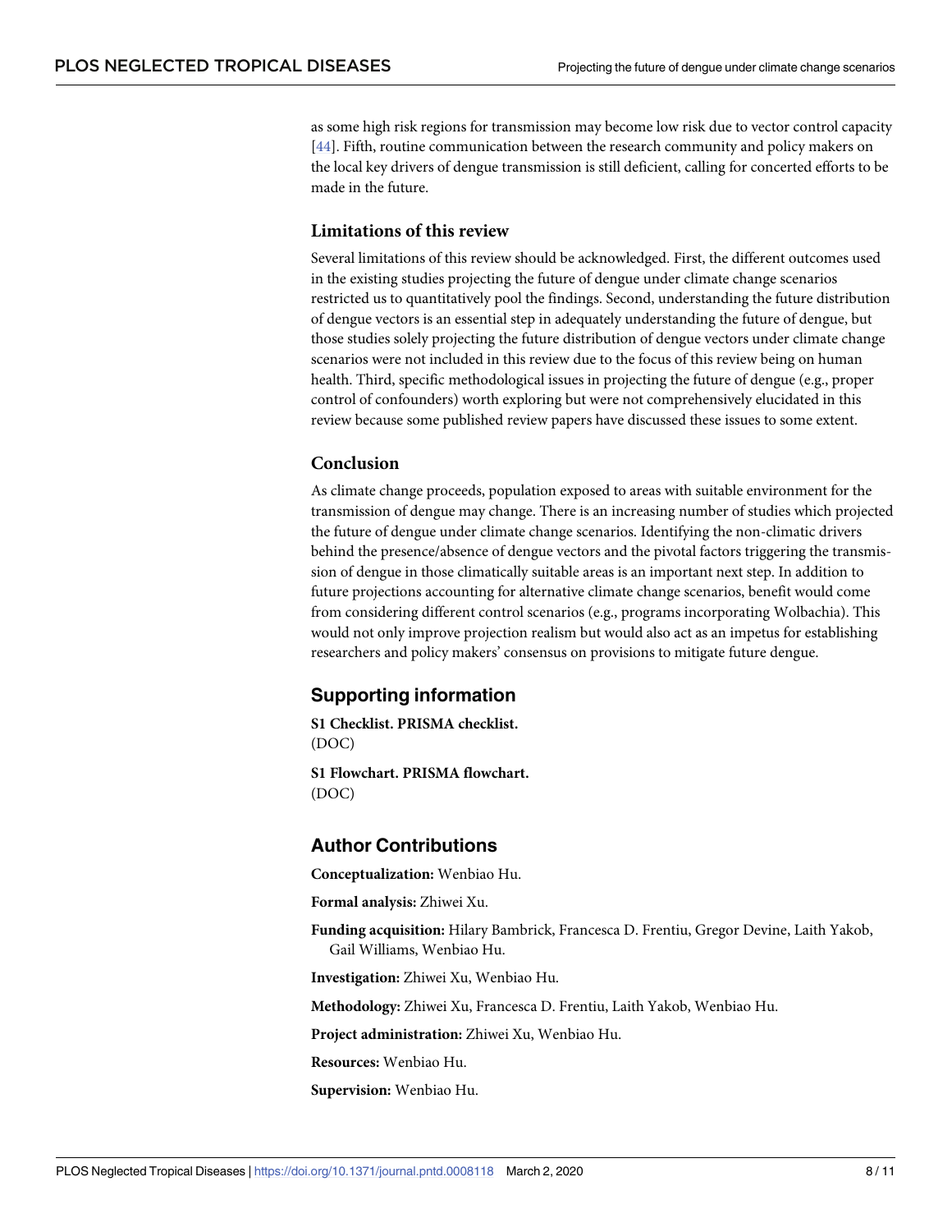as some high risk regions for transmission may become low risk due to vector control capacity [44]. Fifth, routine communication between the research community and policy makers on the local key drivers of dengue transmission is still deficient, calling for concerted efforts to be made in the future.

### Limitations of this review

Several limitations of this review should be acknowledged. First, the different outcomes used in the existing studies projecting the future of dengue under climate change scenarios restricted us to quantitatively pool the findings. Second, understanding the future distribution of dengue vectors is an essential step in adequately understanding the future of dengue, but those studies solely projecting the future distribution of dengue vectors under climate change scenarios were not included in this review due to the focus of this review being on human health. Third, specific methodological issues in projecting the future of dengue (e.g., proper control of confounders) worth exploring but were not comprehensively elucidated in this review because some published review papers have discussed these issues to some extent.

### Conclusion

As climate change proceeds, population exposed to areas with suitable environment for the transmission of dengue may change. There is an increasing number of studies which projected the future of dengue under climate change scenarios. Identifying the non-climatic drivers behind the presence/absence of dengue vectors and the pivotal factors triggering the transmission of dengue in those climatically suitable areas is an important next step. In addition to future projections accounting for alternative climate change scenarios, benefit would come from considering different control scenarios (e.g., programs incorporating Wolbachia). This would not only improve projection realism but would also act as an impetus for establishing researchers and policy makers' consensus on provisions to mitigate future dengue.

## Supporting information

**S1 Checklist. PRISMA checklist.**
(DOC)

**S1 Flowchart. PRISMA flowchart.**
(DOC)

## Author Contributions

**Conceptualization:** Wenbiao Hu.

**Formal analysis:** Zhiwei Xu.

**Funding acquisition:** Hilary Bambrick, Francesca D. Frentiu, Gregor Devine, Laith Yakob, Gail Williams, Wenbiao Hu.

**Investigation:** Zhiwei Xu, Wenbiao Hu.

**Methodology:** Zhiwei Xu, Francesca D. Frentiu, Laith Yakob, Wenbiao Hu.

**Project administration:** Zhiwei Xu, Wenbiao Hu.

**Resources:** Wenbiao Hu.

**Supervision:** Wenbiao Hu.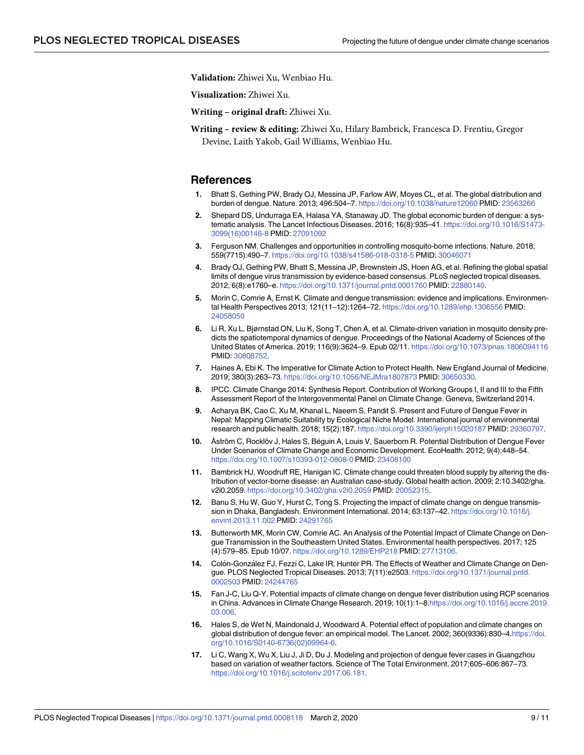**Validation:** Zhiwei Xu, Wenbiao Hu.

**Visualization:** Zhiwei Xu.

**Writing – original draft:** Zhiwei Xu.

**Writing – review & editing:** Zhiwei Xu, Hilary Bambrick, Francesca D. Frentiu, Gregor Devine, Laith Yakob, Gail Williams, Wenbiao Hu.

## References

1. Bhatt S, Gething PW, Brady OJ, Messina JP, Farlow AW, Moyes CL, et al. The global distribution and burden of dengue. Nature. 2013; 496:504–7. https://doi.org/10.1038/nature12060 PMID: 23563266
2. Shepard DS, Undurraga EA, Halasa YA, Stanaway JD. The global economic burden of dengue: a systematic analysis. The Lancet Infectious Diseases. 2016; 16(8):935–41. https://doi.org/10.1016/S1473-3099(16)00146-8 PMID: 27091092
3. Ferguson NM. Challenges and opportunities in controlling mosquito-borne infections. Nature. 2018; 559(7715):490–7. https://doi.org/10.1038/s41586-018-0318-5 PMID: 30046071
4. Brady OJ, Gething PW, Bhatt S, Messina JP, Brownstein JS, Hoen AG, et al. Refining the global spatial limits of dengue virus transmission by evidence-based consensus. PLoS neglected tropical diseases. 2012; 6(8):e1760–e. https://doi.org/10.1371/journal.pntd.0001760 PMID: 22880140.
5. Morin C, Comrie A, Ernst K. Climate and dengue transmission: evidence and implications. Environmental Health Perspectives 2013; 121(11–12):1264–72. https://doi.org/10.1289/ehp.1306556 PMID: 24058050
6. Li R, Xu L, Bjørnstad ON, Liu K, Song T, Chen A, et al. Climate-driven variation in mosquito density predicts the spatiotemporal dynamics of dengue. Proceedings of the National Academy of Sciences of the United States of America. 2019; 116(9):3624–9. Epub 02/11. https://doi.org/10.1073/pnas.1806094116 PMID: 30808752.
7. Haines A, Ebi K. The Imperative for Climate Action to Protect Health. New England Journal of Medicine. 2019; 380(3):263–73. https://doi.org/10.1056/NEJMra1807873 PMID: 30650330.
8. IPCC. Climate Change 2014: Synthesis Report. Contribution of Working Groups I, II and III to the Fifth Assessment Report of the Intergovernmental Panel on Climate Change. Geneva, Switzerland 2014.
9. Acharya BK, Cao C, Xu M, Khanal L, Naeem S, Pandit S. Present and Future of Dengue Fever in Nepal: Mapping Climatic Suitability by Ecological Niche Model. International journal of environmental research and public health. 2018; 15(2):187. https://doi.org/10.3390/ijerph15020187 PMID: 29360797.
10. Åström C, Rocklöv J, Hales S, Béguin A, Louis V, Sauerborn R. Potential Distribution of Dengue Fever Under Scenarios of Climate Change and Economic Development. EcoHealth. 2012; 9(4):448–54. https://doi.org/10.1007/s10393-012-0808-0 PMID: 23408100
11. Bambrick HJ, Woodruff RE, Hanigan IC. Climate change could threaten blood supply by altering the distribution of vector-borne disease: an Australian case-study. Global health action. 2009; 2:10.3402/gha.v2i0.2059. https://doi.org/10.3402/gha.v2i0.2059 PMID: 20052315.
12. Banu S, Hu W, Guo Y, Hurst C, Tong S. Projecting the impact of climate change on dengue transmission in Dhaka, Bangladesh. Environment International. 2014; 63:137–42. https://doi.org/10.1016/j.envint.2013.11.002 PMID: 24291765
13. Butterworth MK, Morin CW, Comrie AC. An Analysis of the Potential Impact of Climate Change on Dengue Transmission in the Southeastern United States. Environmental health perspectives. 2017; 125 (4):579–85. Epub 10/07. https://doi.org/10.1289/EHP218 PMID: 27713106.
14. Colón-González FJ, Fezzi C, Lake IR, Hunter PR. The Effects of Weather and Climate Change on Dengue. PLOS Neglected Tropical Diseases. 2013; 7(11):e2503. https://doi.org/10.1371/journal.pntd.0002503 PMID: 24244765
15. Fan J-C, Liu Q-Y. Potential impacts of climate change on dengue fever distribution using RCP scenarios in China. Advances in Climate Change Research. 2019; 10(1):1–8.https://doi.org/10.1016/j.accre.2019.03.006.
16. Hales S, de Wet N, Maindonald J, Woodward A. Potential effect of population and climate changes on global distribution of dengue fever: an empirical model. The Lancet. 2002; 360(9336):830–4.https://doi.org/10.1016/S0140-6736(02)09964-6.
17. Li C, Wang X, Wu X, Liu J, Ji D, Du J. Modeling and projection of dengue fever cases in Guangzhou based on variation of weather factors. Science of The Total Environment. 2017;605–606:867–73. https://doi.org/10.1016/j.scitotenv.2017.06.181.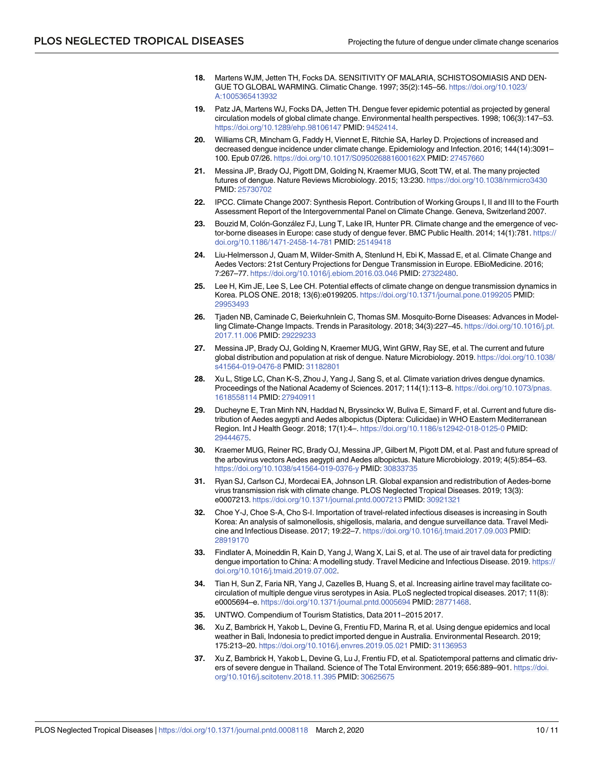18. Martens WJM, Jetten TH, Focks DA. SENSITIVITY OF MALARIA, SCHISTOSOMIASIS AND DENGUE TO GLOBAL WARMING. Climatic Change. 1997; 35(2):145–56. https://doi.org/10.1023/A:1005365413932

19. Patz JA, Martens WJ, Focks DA, Jetten TH. Dengue fever epidemic potential as projected by general circulation models of global climate change. Environmental health perspectives. 1998; 106(3):147–53. https://doi.org/10.1289/ehp.98106147 PMID: 9452414.

20. Williams CR, Mincham G, Faddy H, Viennet E, Ritchie SA, Harley D. Projections of increased and decreased dengue incidence under climate change. Epidemiology and Infection. 2016; 144(14):3091–100. Epub 07/26. https://doi.org/10.1017/S095026881600162X PMID: 27457660

21. Messina JP, Brady OJ, Pigott DM, Golding N, Kraemer MUG, Scott TW, et al. The many projected futures of dengue. Nature Reviews Microbiology. 2015; 13:230. https://doi.org/10.1038/nrmicro3430 PMID: 25730702

22. IPCC. Climate Change 2007: Synthesis Report. Contribution of Working Groups I, II and III to the Fourth Assessment Report of the Intergovernmental Panel on Climate Change. Geneva, Switzerland 2007.

23. Bouzid M, Colón-González FJ, Lung T, Lake IR, Hunter PR. Climate change and the emergence of vector-borne diseases in Europe: case study of dengue fever. BMC Public Health. 2014; 14(1):781. https://doi.org/10.1186/1471-2458-14-781 PMID: 25149418

24. Liu-Helmersson J, Quam M, Wilder-Smith A, Stenlund H, Ebi K, Massad E, et al. Climate Change and Aedes Vectors: 21st Century Projections for Dengue Transmission in Europe. EBioMedicine. 2016; 7:267–77. https://doi.org/10.1016/j.ebiom.2016.03.046 PMID: 27322480.

25. Lee H, Kim JE, Lee S, Lee CH. Potential effects of climate change on dengue transmission dynamics in Korea. PLOS ONE. 2018; 13(6):e0199205. https://doi.org/10.1371/journal.pone.0199205 PMID: 29953493

26. Tjaden NB, Caminade C, Beierkuhnlein C, Thomas SM. Mosquito-Borne Diseases: Advances in Modelling Climate-Change Impacts. Trends in Parasitology. 2018; 34(3):227–45. https://doi.org/10.1016/j.pt.2017.11.006 PMID: 29229233

27. Messina JP, Brady OJ, Golding N, Kraemer MUG, Wint GRW, Ray SE, et al. The current and future global distribution and population at risk of dengue. Nature Microbiology. 2019. https://doi.org/10.1038/s41564-019-0476-8 PMID: 31182801

28. Xu L, Stige LC, Chan K-S, Zhou J, Yang J, Sang S, et al. Climate variation drives dengue dynamics. Proceedings of the National Academy of Sciences. 2017; 114(1):113–8. https://doi.org/10.1073/pnas.1618558114 PMID: 27940911

29. Ducheyne E, Tran Minh NN, Haddad N, Bryssinckx W, Buliva E, Simard F, et al. Current and future distribution of Aedes aegypti and Aedes albopictus (Diptera: Culicidae) in WHO Eastern Mediterranean Region. Int J Health Geogr. 2018; 17(1):4–. https://doi.org/10.1186/s12942-018-0125-0 PMID: 29444675.

30. Kraemer MUG, Reiner RC, Brady OJ, Messina JP, Gilbert M, Pigott DM, et al. Past and future spread of the arbovirus vectors Aedes aegypti and Aedes albopictus. Nature Microbiology. 2019; 4(5):854–63. https://doi.org/10.1038/s41564-019-0376-y PMID: 30833735

31. Ryan SJ, Carlson CJ, Mordecai EA, Johnson LR. Global expansion and redistribution of Aedes-borne virus transmission risk with climate change. PLOS Neglected Tropical Diseases. 2019; 13(3): e0007213. https://doi.org/10.1371/journal.pntd.0007213 PMID: 30921321

32. Choe Y-J, Choe S-A, Cho S-I. Importation of travel-related infectious diseases is increasing in South Korea: An analysis of salmonellosis, shigellosis, malaria, and dengue surveillance data. Travel Medicine and Infectious Disease. 2017; 19:22–7. https://doi.org/10.1016/j.tmaid.2017.09.003 PMID: 28919170

33. Findlater A, Moineddin R, Kain D, Yang J, Wang X, Lai S, et al. The use of air travel data for predicting dengue importation to China: A modelling study. Travel Medicine and Infectious Disease. 2019. https://doi.org/10.1016/j.tmaid.2019.07.002.

34. Tian H, Sun Z, Faria NR, Yang J, Cazelles B, Huang S, et al. Increasing airline travel may facilitate co-circulation of multiple dengue virus serotypes in Asia. PLoS neglected tropical diseases. 2017; 11(8): e0005694–e. https://doi.org/10.1371/journal.pntd.0005694 PMID: 28771468.

35. UNTWO. Compendium of Tourism Statistics, Data 2011–2015 2017.

36. Xu Z, Bambrick H, Yakob L, Devine G, Frentiu FD, Marina R, et al. Using dengue epidemics and local weather in Bali, Indonesia to predict imported dengue in Australia. Environmental Research. 2019; 175:213–20. https://doi.org/10.1016/j.envres.2019.05.021 PMID: 31136953

37. Xu Z, Bambrick H, Yakob L, Devine G, Lu J, Frentiu FD, et al. Spatiotemporal patterns and climatic drivers of severe dengue in Thailand. Science of The Total Environment. 2019; 656:889–901. https://doi.org/10.1016/j.scitotenv.2018.11.395 PMID: 30625675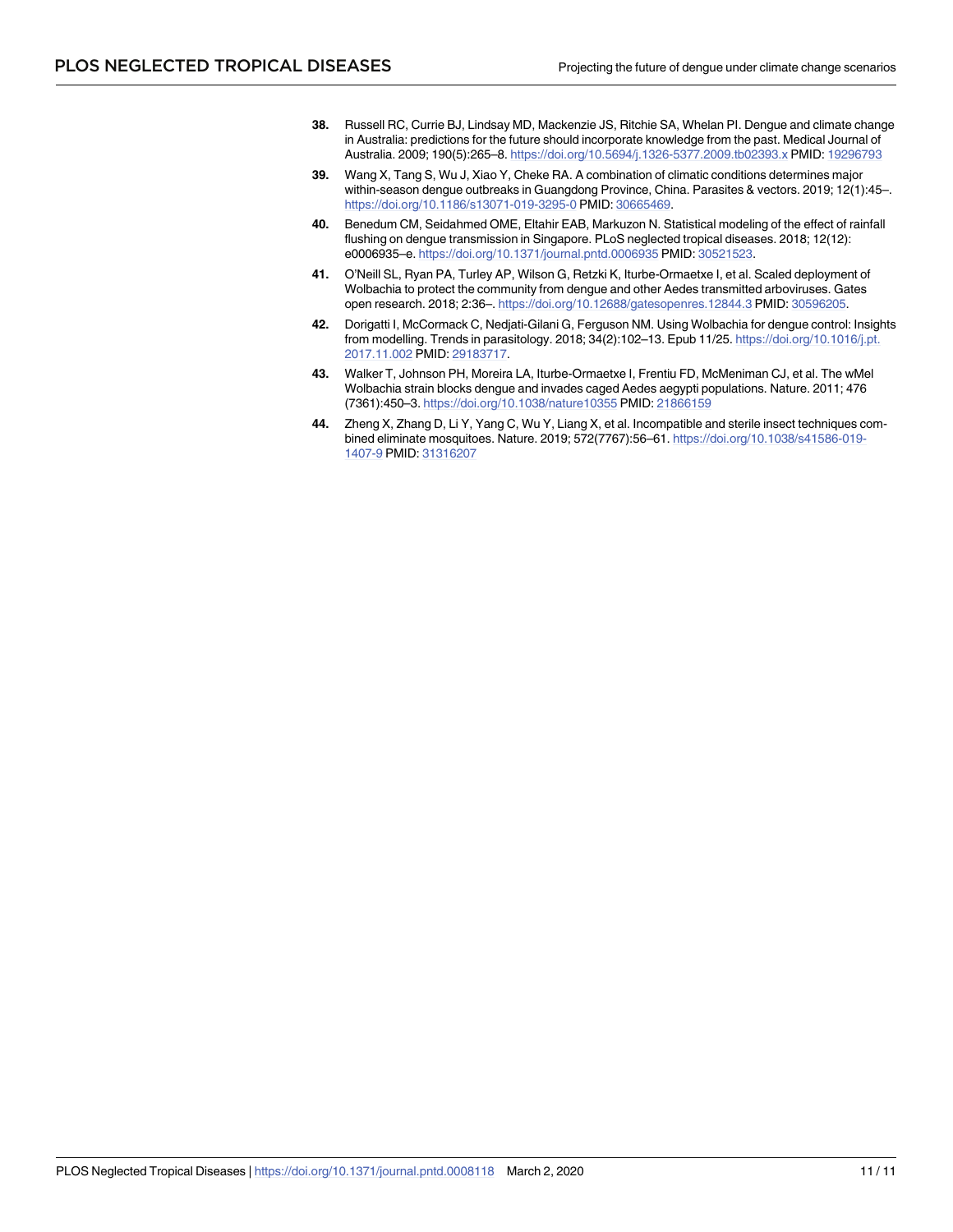38. Russell RC, Currie BJ, Lindsay MD, Mackenzie JS, Ritchie SA, Whelan PI. Dengue and climate change in Australia: predictions for the future should incorporate knowledge from the past. Medical Journal of Australia. 2009; 190(5):265–8. https://doi.org/10.5694/j.1326-5377.2009.tb02393.x PMID: 19296793

39. Wang X, Tang S, Wu J, Xiao Y, Cheke RA. A combination of climatic conditions determines major within-season dengue outbreaks in Guangdong Province, China. Parasites & vectors. 2019; 12(1):45–. https://doi.org/10.1186/s13071-019-3295-0 PMID: 30665469.

40. Benedum CM, Seidahmed OME, Eltahir EAB, Markuzon N. Statistical modeling of the effect of rainfall flushing on dengue transmission in Singapore. PLoS neglected tropical diseases. 2018; 12(12): e0006935–e. https://doi.org/10.1371/journal.pntd.0006935 PMID: 30521523.

41. O'Neill SL, Ryan PA, Turley AP, Wilson G, Retzki K, Iturbe-Ormaetxe I, et al. Scaled deployment of Wolbachia to protect the community from dengue and other Aedes transmitted arboviruses. Gates open research. 2018; 2:36–. https://doi.org/10.12688/gatesopenres.12844.3 PMID: 30596205.

42. Dorigatti I, McCormack C, Nedjati-Gilani G, Ferguson NM. Using Wolbachia for dengue control: Insights from modelling. Trends in parasitology. 2018; 34(2):102–13. Epub 11/25. https://doi.org/10.1016/j.pt.2017.11.002 PMID: 29183717.

43. Walker T, Johnson PH, Moreira LA, Iturbe-Ormaetxe I, Frentiu FD, McMeniman CJ, et al. The wMel Wolbachia strain blocks dengue and invades caged Aedes aegypti populations. Nature. 2011; 476 (7361):450–3. https://doi.org/10.1038/nature10355 PMID: 21866159

44. Zheng X, Zhang D, Li Y, Yang C, Wu Y, Liang X, et al. Incompatible and sterile insect techniques combined eliminate mosquitoes. Nature. 2019; 572(7767):56–61. https://doi.org/10.1038/s41586-019-1407-9 PMID: 31316207